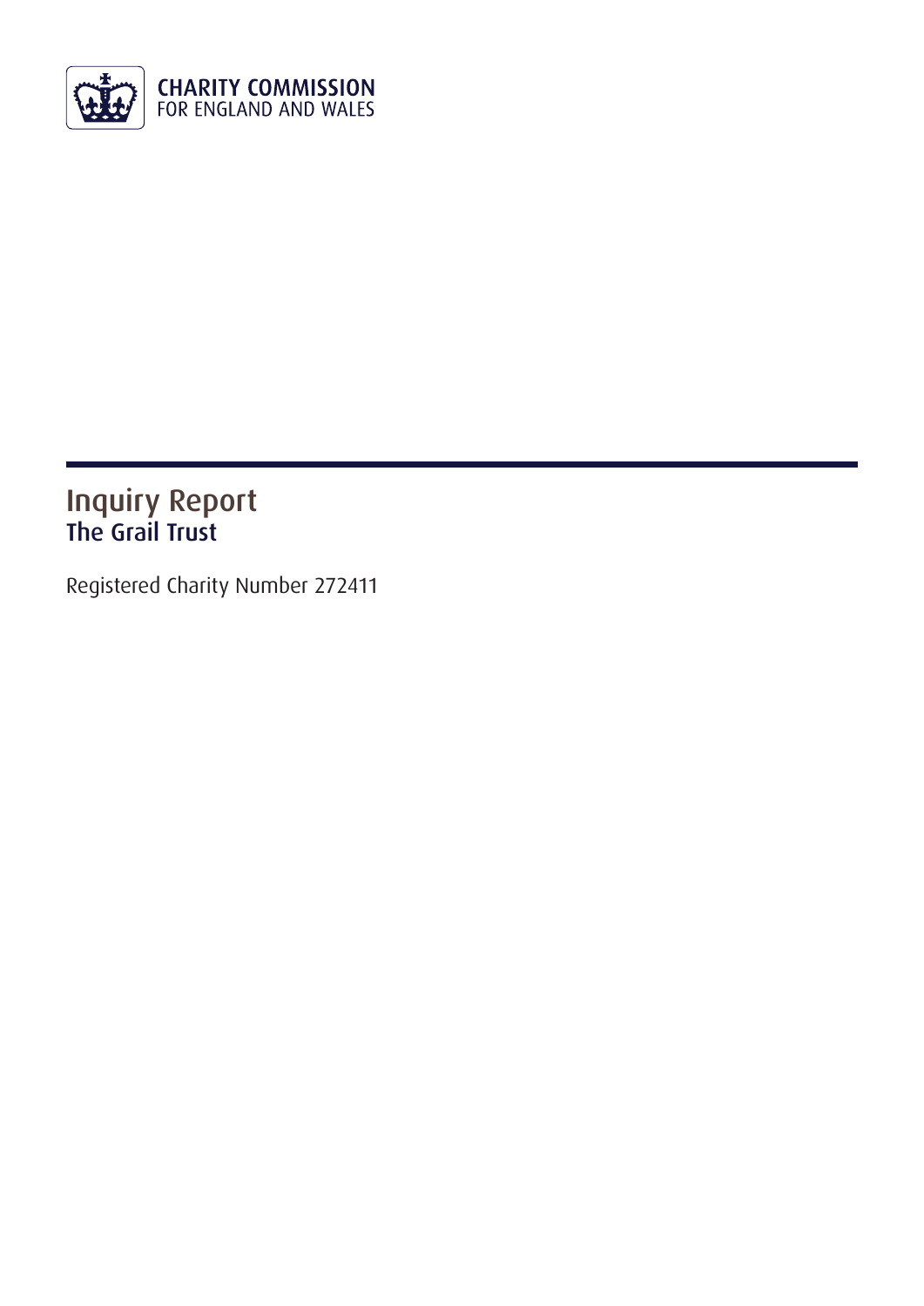CHARITY COMMISSION
FOR ENGLAND AND WALES

# Inquiry Report

## The Grail Trust

Registered Charity Number 272411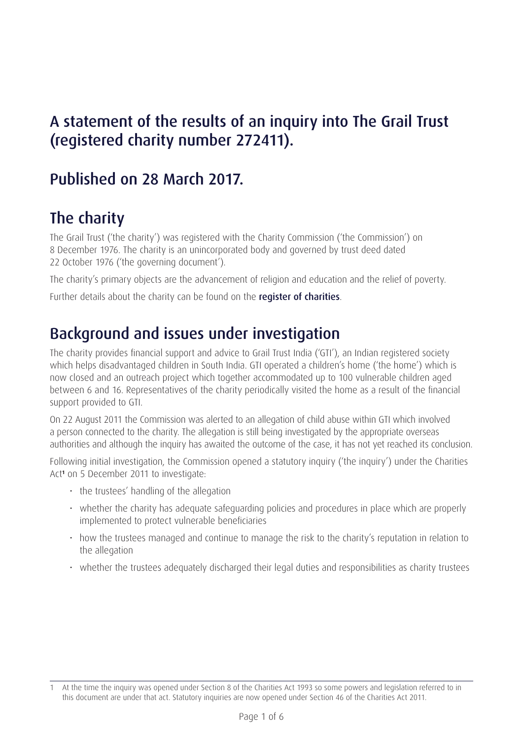# A statement of the results of an inquiry into The Grail Trust (registered charity number 272411).

## Published on 28 March 2017.

## The charity

The Grail Trust ('the charity') was registered with the Charity Commission ('the Commission') on 8 December 1976. The charity is an unincorporated body and governed by trust deed dated 22 October 1976 ('the governing document').

The charity's primary objects are the advancement of religion and education and the relief of poverty.

Further details about the charity can be found on the **register of charities**.

## Background and issues under investigation

The charity provides financial support and advice to Grail Trust India ('GTI'), an Indian registered society which helps disadvantaged children in South India. GTI operated a children's home ('the home') which is now closed and an outreach project which together accommodated up to 100 vulnerable children aged between 6 and 16. Representatives of the charity periodically visited the home as a result of the financial support provided to GTI.

On 22 August 2011 the Commission was alerted to an allegation of child abuse within GTI which involved a person connected to the charity. The allegation is still being investigated by the appropriate overseas authorities and although the inquiry has awaited the outcome of the case, it has not yet reached its conclusion.

Following initial investigation, the Commission opened a statutory inquiry ('the inquiry') under the Charities Act[1] on 5 December 2011 to investigate:

- the trustees' handling of the allegation
- whether the charity has adequate safeguarding policies and procedures in place which are properly implemented to protect vulnerable beneficiaries
- how the trustees managed and continue to manage the risk to the charity's reputation in relation to the allegation
- whether the trustees adequately discharged their legal duties and responsibilities as charity trustees

---

1 At the time the inquiry was opened under Section 8 of the Charities Act 1993 so some powers and legislation referred to in this document are under that act. Statutory inquiries are now opened under Section 46 of the Charities Act 2011.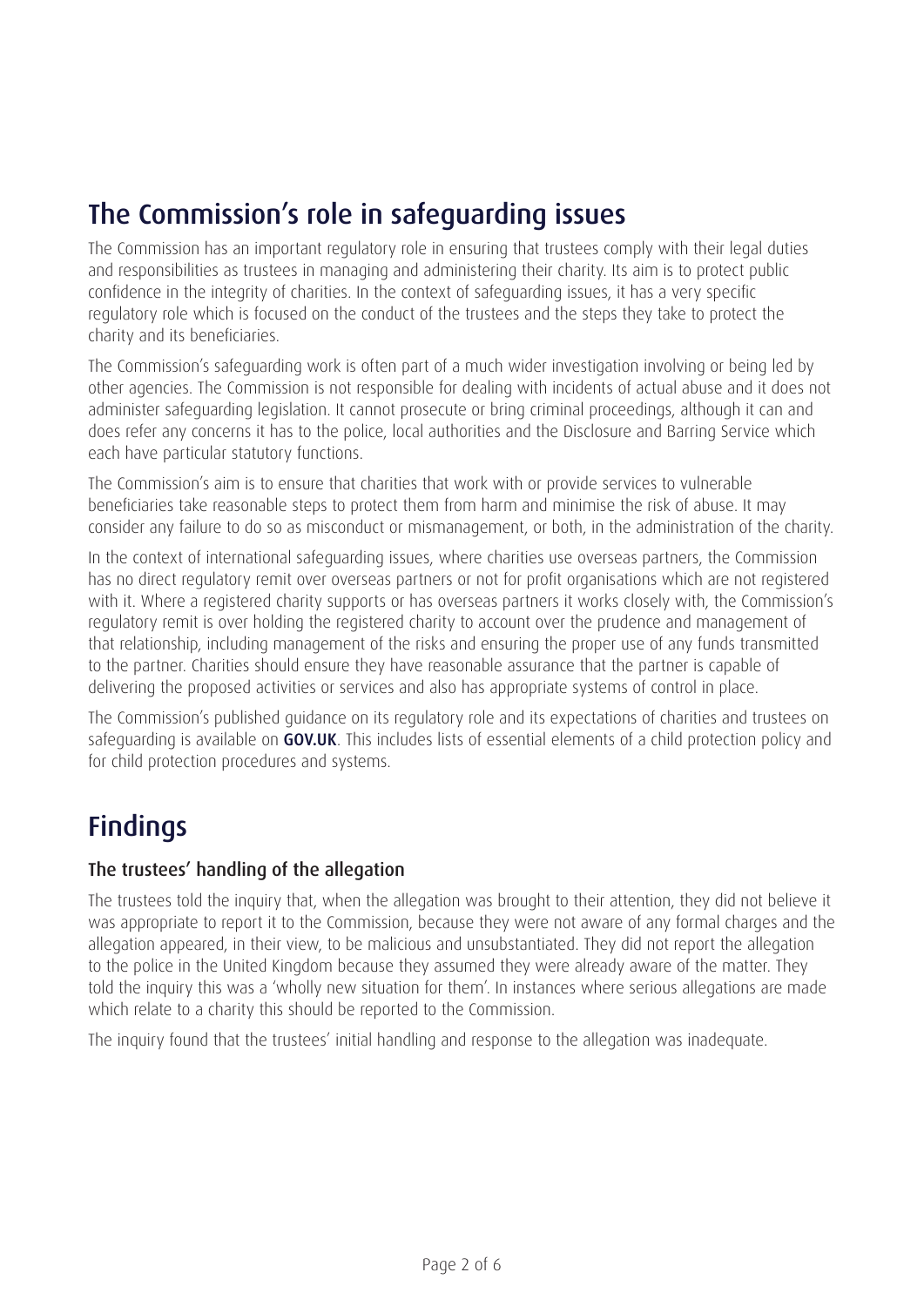## The Commission's role in safeguarding issues

The Commission has an important regulatory role in ensuring that trustees comply with their legal duties and responsibilities as trustees in managing and administering their charity. Its aim is to protect public confidence in the integrity of charities. In the context of safeguarding issues, it has a very specific regulatory role which is focused on the conduct of the trustees and the steps they take to protect the charity and its beneficiaries.

The Commission's safeguarding work is often part of a much wider investigation involving or being led by other agencies. The Commission is not responsible for dealing with incidents of actual abuse and it does not administer safeguarding legislation. It cannot prosecute or bring criminal proceedings, although it can and does refer any concerns it has to the police, local authorities and the Disclosure and Barring Service which each have particular statutory functions.

The Commission's aim is to ensure that charities that work with or provide services to vulnerable beneficiaries take reasonable steps to protect them from harm and minimise the risk of abuse. It may consider any failure to do so as misconduct or mismanagement, or both, in the administration of the charity.

In the context of international safeguarding issues, where charities use overseas partners, the Commission has no direct regulatory remit over overseas partners or not for profit organisations which are not registered with it. Where a registered charity supports or has overseas partners it works closely with, the Commission's regulatory remit is over holding the registered charity to account over the prudence and management of that relationship, including management of the risks and ensuring the proper use of any funds transmitted to the partner. Charities should ensure they have reasonable assurance that the partner is capable of delivering the proposed activities or services and also has appropriate systems of control in place.

The Commission's published guidance on its regulatory role and its expectations of charities and trustees on safeguarding is available on **GOV.UK**. This includes lists of essential elements of a child protection policy and for child protection procedures and systems.

## Findings

### The trustees' handling of the allegation

The trustees told the inquiry that, when the allegation was brought to their attention, they did not believe it was appropriate to report it to the Commission, because they were not aware of any formal charges and the allegation appeared, in their view, to be malicious and unsubstantiated. They did not report the allegation to the police in the United Kingdom because they assumed they were already aware of the matter. They told the inquiry this was a 'wholly new situation for them'. In instances where serious allegations are made which relate to a charity this should be reported to the Commission.

The inquiry found that the trustees' initial handling and response to the allegation was inadequate.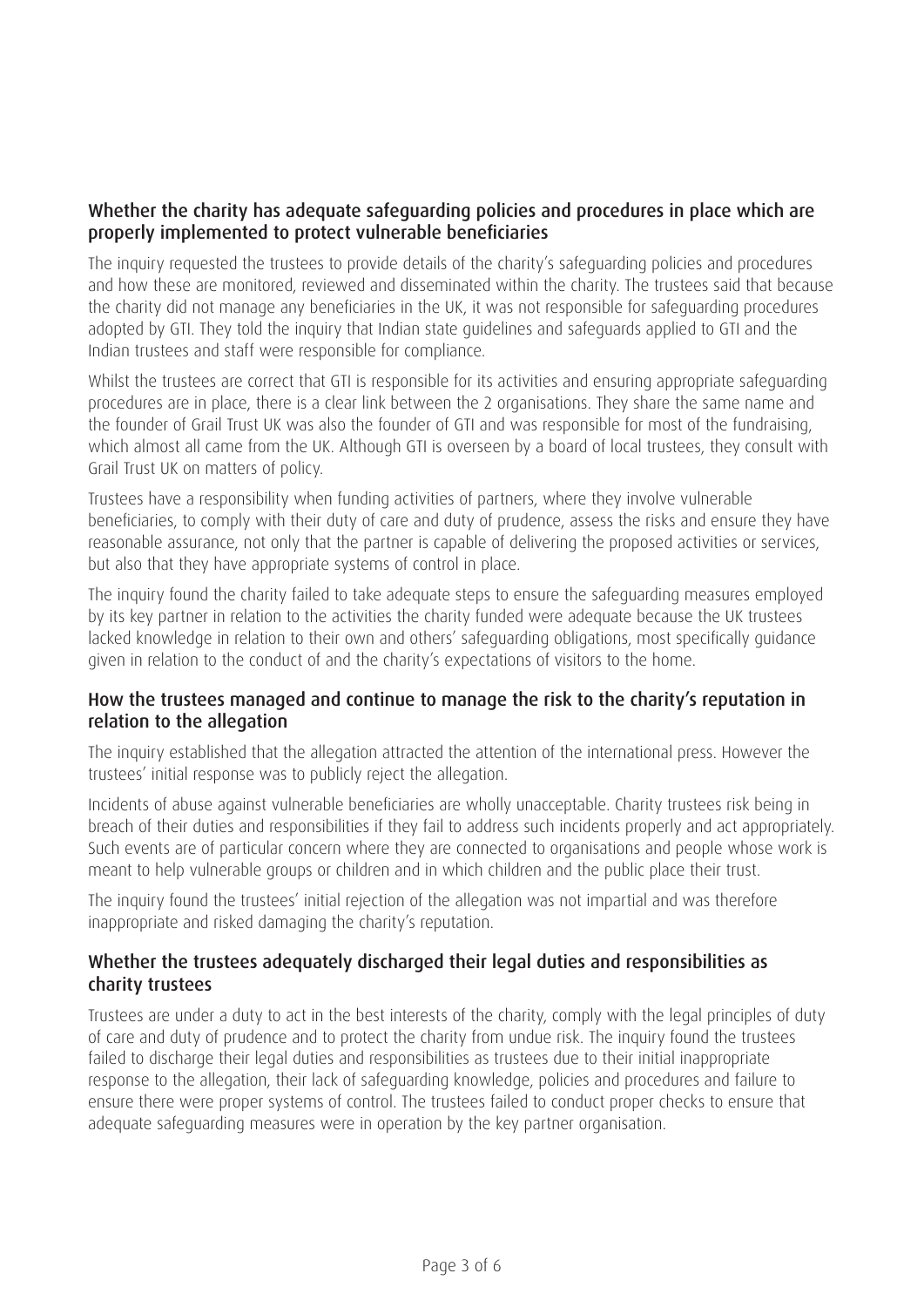### Whether the charity has adequate safeguarding policies and procedures in place which are properly implemented to protect vulnerable beneficiaries

The inquiry requested the trustees to provide details of the charity's safeguarding policies and procedures and how these are monitored, reviewed and disseminated within the charity. The trustees said that because the charity did not manage any beneficiaries in the UK, it was not responsible for safeguarding procedures adopted by GTI. They told the inquiry that Indian state guidelines and safeguards applied to GTI and the Indian trustees and staff were responsible for compliance.

Whilst the trustees are correct that GTI is responsible for its activities and ensuring appropriate safeguarding procedures are in place, there is a clear link between the 2 organisations. They share the same name and the founder of Grail Trust UK was also the founder of GTI and was responsible for most of the fundraising, which almost all came from the UK. Although GTI is overseen by a board of local trustees, they consult with Grail Trust UK on matters of policy.

Trustees have a responsibility when funding activities of partners, where they involve vulnerable beneficiaries, to comply with their duty of care and duty of prudence, assess the risks and ensure they have reasonable assurance, not only that the partner is capable of delivering the proposed activities or services, but also that they have appropriate systems of control in place.

The inquiry found the charity failed to take adequate steps to ensure the safeguarding measures employed by its key partner in relation to the activities the charity funded were adequate because the UK trustees lacked knowledge in relation to their own and others' safeguarding obligations, most specifically guidance given in relation to the conduct of and the charity's expectations of visitors to the home.

### How the trustees managed and continue to manage the risk to the charity's reputation in relation to the allegation

The inquiry established that the allegation attracted the attention of the international press. However the trustees' initial response was to publicly reject the allegation.

Incidents of abuse against vulnerable beneficiaries are wholly unacceptable. Charity trustees risk being in breach of their duties and responsibilities if they fail to address such incidents properly and act appropriately. Such events are of particular concern where they are connected to organisations and people whose work is meant to help vulnerable groups or children and in which children and the public place their trust.

The inquiry found the trustees' initial rejection of the allegation was not impartial and was therefore inappropriate and risked damaging the charity's reputation.

### Whether the trustees adequately discharged their legal duties and responsibilities as charity trustees

Trustees are under a duty to act in the best interests of the charity, comply with the legal principles of duty of care and duty of prudence and to protect the charity from undue risk. The inquiry found the trustees failed to discharge their legal duties and responsibilities as trustees due to their initial inappropriate response to the allegation, their lack of safeguarding knowledge, policies and procedures and failure to ensure there were proper systems of control. The trustees failed to conduct proper checks to ensure that adequate safeguarding measures were in operation by the key partner organisation.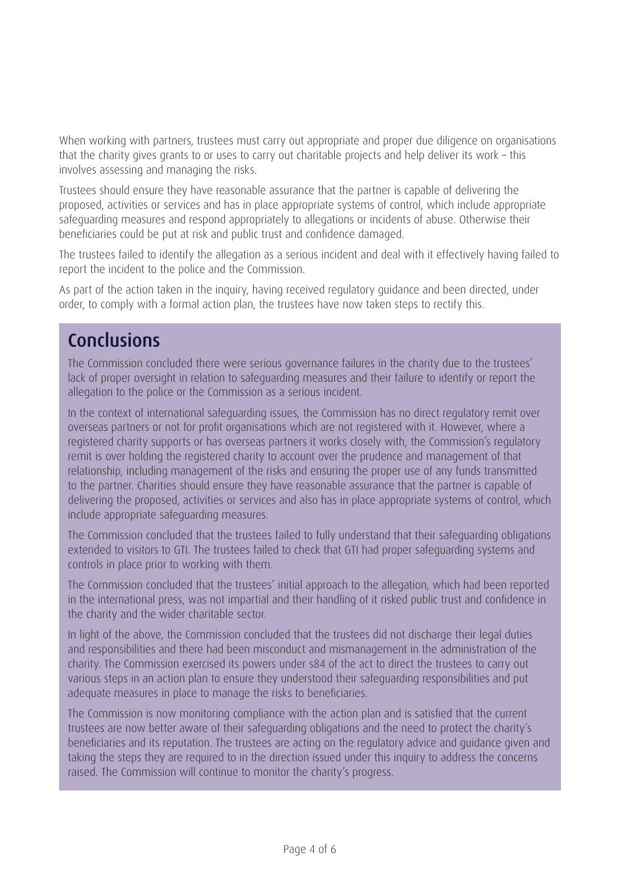When working with partners, trustees must carry out appropriate and proper due diligence on organisations that the charity gives grants to or uses to carry out charitable projects and help deliver its work – this involves assessing and managing the risks.

Trustees should ensure they have reasonable assurance that the partner is capable of delivering the proposed, activities or services and has in place appropriate systems of control, which include appropriate safeguarding measures and respond appropriately to allegations or incidents of abuse. Otherwise their beneficiaries could be put at risk and public trust and confidence damaged.

The trustees failed to identify the allegation as a serious incident and deal with it effectively having failed to report the incident to the police and the Commission.

As part of the action taken in the inquiry, having received regulatory guidance and been directed, under order, to comply with a formal action plan, the trustees have now taken steps to rectify this.

## Conclusions

The Commission concluded there were serious governance failures in the charity due to the trustees' lack of proper oversight in relation to safeguarding measures and their failure to identify or report the allegation to the police or the Commission as a serious incident.

In the context of international safeguarding issues, the Commission has no direct regulatory remit over overseas partners or not for profit organisations which are not registered with it. However, where a registered charity supports or has overseas partners it works closely with, the Commission's regulatory remit is over holding the registered charity to account over the prudence and management of that relationship, including management of the risks and ensuring the proper use of any funds transmitted to the partner. Charities should ensure they have reasonable assurance that the partner is capable of delivering the proposed, activities or services and also has in place appropriate systems of control, which include appropriate safeguarding measures.

The Commission concluded that the trustees failed to fully understand that their safeguarding obligations extended to visitors to GTI. The trustees failed to check that GTI had proper safeguarding systems and controls in place prior to working with them.

The Commission concluded that the trustees' initial approach to the allegation, which had been reported in the international press, was not impartial and their handling of it risked public trust and confidence in the charity and the wider charitable sector.

In light of the above, the Commission concluded that the trustees did not discharge their legal duties and responsibilities and there had been misconduct and mismanagement in the administration of the charity. The Commission exercised its powers under s84 of the act to direct the trustees to carry out various steps in an action plan to ensure they understood their safeguarding responsibilities and put adequate measures in place to manage the risks to beneficiaries.

The Commission is now monitoring compliance with the action plan and is satisfied that the current trustees are now better aware of their safeguarding obligations and the need to protect the charity's beneficiaries and its reputation. The trustees are acting on the regulatory advice and guidance given and taking the steps they are required to in the direction issued under this inquiry to address the concerns raised. The Commission will continue to monitor the charity's progress.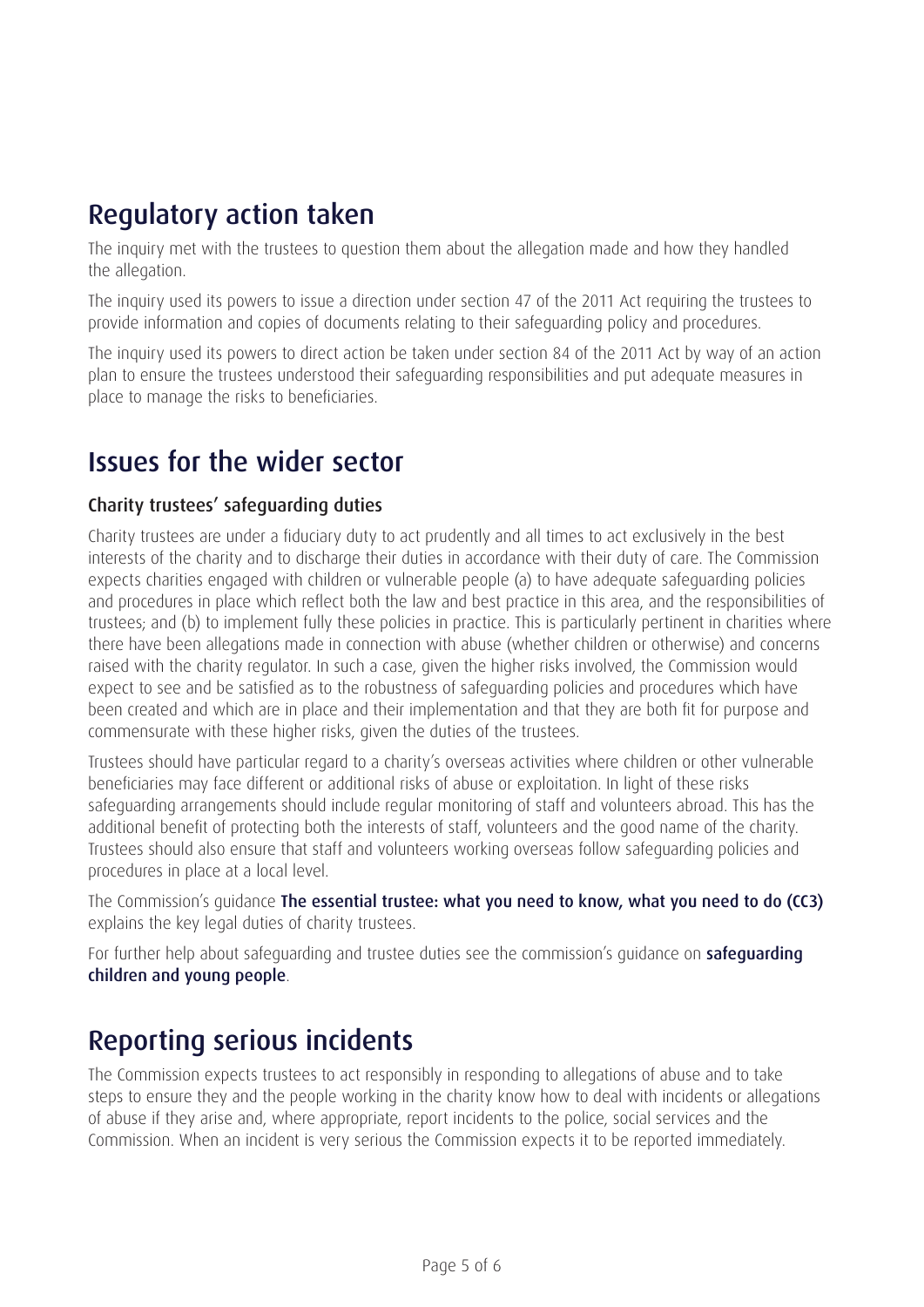## Regulatory action taken

The inquiry met with the trustees to question them about the allegation made and how they handled the allegation.

The inquiry used its powers to issue a direction under section 47 of the 2011 Act requiring the trustees to provide information and copies of documents relating to their safeguarding policy and procedures.

The inquiry used its powers to direct action be taken under section 84 of the 2011 Act by way of an action plan to ensure the trustees understood their safeguarding responsibilities and put adequate measures in place to manage the risks to beneficiaries.

## Issues for the wider sector

### Charity trustees' safeguarding duties

Charity trustees are under a fiduciary duty to act prudently and all times to act exclusively in the best interests of the charity and to discharge their duties in accordance with their duty of care. The Commission expects charities engaged with children or vulnerable people (a) to have adequate safeguarding policies and procedures in place which reflect both the law and best practice in this area, and the responsibilities of trustees; and (b) to implement fully these policies in practice. This is particularly pertinent in charities where there have been allegations made in connection with abuse (whether children or otherwise) and concerns raised with the charity regulator. In such a case, given the higher risks involved, the Commission would expect to see and be satisfied as to the robustness of safeguarding policies and procedures which have been created and which are in place and their implementation and that they are both fit for purpose and commensurate with these higher risks, given the duties of the trustees.

Trustees should have particular regard to a charity's overseas activities where children or other vulnerable beneficiaries may face different or additional risks of abuse or exploitation. In light of these risks safeguarding arrangements should include regular monitoring of staff and volunteers abroad. This has the additional benefit of protecting both the interests of staff, volunteers and the good name of the charity. Trustees should also ensure that staff and volunteers working overseas follow safeguarding policies and procedures in place at a local level.

The Commission's guidance **The essential trustee: what you need to know, what you need to do (CC3)** explains the key legal duties of charity trustees.

For further help about safeguarding and trustee duties see the commission's guidance on **safeguarding children and young people**.

## Reporting serious incidents

The Commission expects trustees to act responsibly in responding to allegations of abuse and to take steps to ensure they and the people working in the charity know how to deal with incidents or allegations of abuse if they arise and, where appropriate, report incidents to the police, social services and the Commission. When an incident is very serious the Commission expects it to be reported immediately.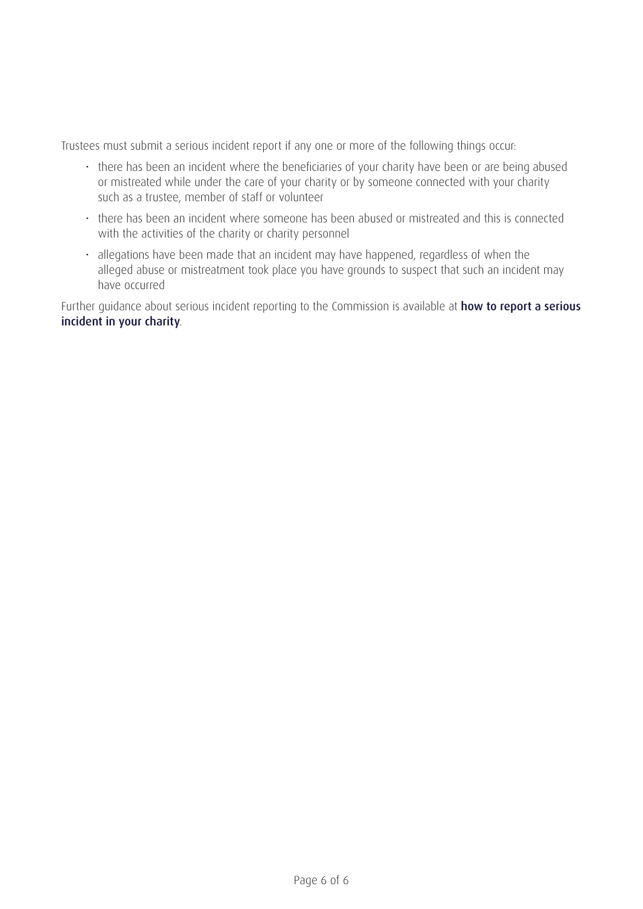Trustees must submit a serious incident report if any one or more of the following things occur:

- there has been an incident where the beneficiaries of your charity have been or are being abused or mistreated while under the care of your charity or by someone connected with your charity such as a trustee, member of staff or volunteer
- there has been an incident where someone has been abused or mistreated and this is connected with the activities of the charity or charity personnel
- allegations have been made that an incident may have happened, regardless of when the alleged abuse or mistreatment took place you have grounds to suspect that such an incident may have occurred

Further guidance about serious incident reporting to the Commission is available at **how to report a serious incident in your charity**.